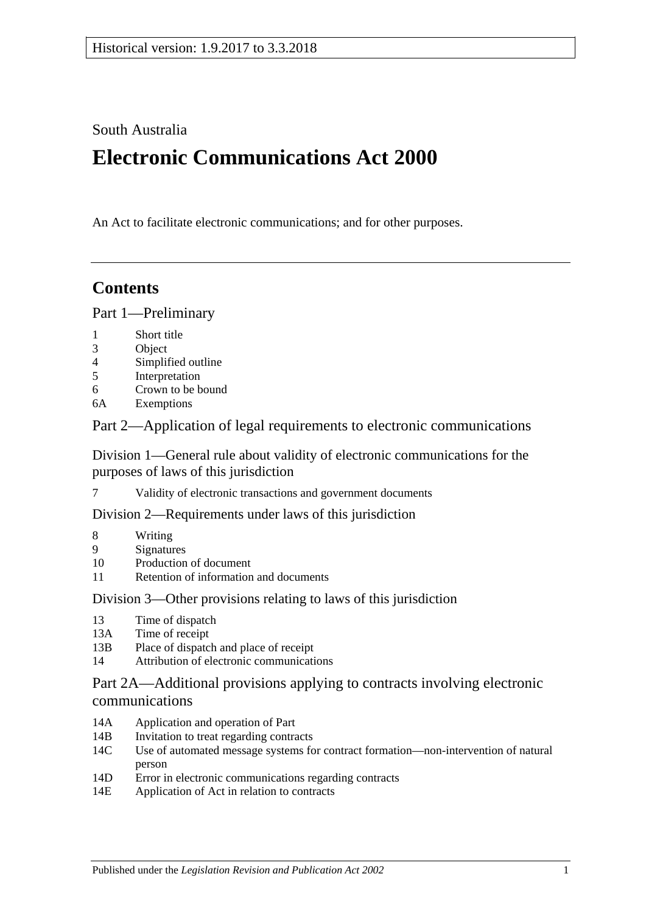Historical version: 1.9.2017 to 3.3.2018

South Australia

# Electronic Communications Act 2000

An Act to facilitate electronic communications; and for other purposes.

## Contents

Part 1—Preliminary

1 Short title
3 Object
4 Simplified outline
5 Interpretation
6 Crown to be bound
6A Exemptions

Part 2—Application of legal requirements to electronic communications

Division 1—General rule about validity of electronic communications for the purposes of laws of this jurisdiction

7 Validity of electronic transactions and government documents

Division 2—Requirements under laws of this jurisdiction

8 Writing
9 Signatures
10 Production of document
11 Retention of information and documents

Division 3—Other provisions relating to laws of this jurisdiction

13 Time of dispatch
13A Time of receipt
13B Place of dispatch and place of receipt
14 Attribution of electronic communications

Part 2A—Additional provisions applying to contracts involving electronic communications

14A Application and operation of Part
14B Invitation to treat regarding contracts
14C Use of automated message systems for contract formation—non-intervention of natural person
14D Error in electronic communications regarding contracts
14E Application of Act in relation to contracts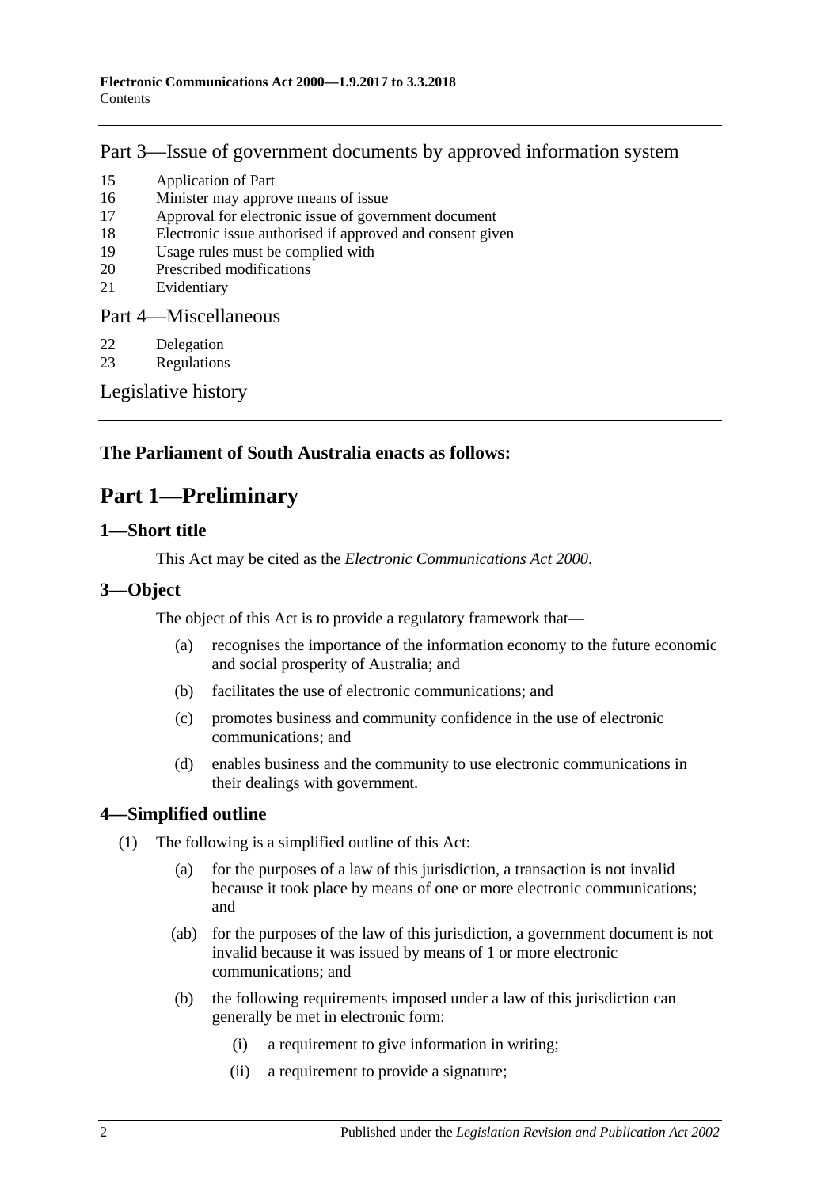## Part 3—Issue of government documents by approved information system

15 Application of Part
16 Minister may approve means of issue
17 Approval for electronic issue of government document
18 Electronic issue authorised if approved and consent given
19 Usage rules must be complied with
20 Prescribed modifications
21 Evidentiary

## Part 4—Miscellaneous

22 Delegation
23 Regulations

Legislative history

**The Parliament of South Australia enacts as follows:**

# Part 1—Preliminary

### 1—Short title

This Act may be cited as the *Electronic Communications Act 2000*.

### 3—Object

The object of this Act is to provide a regulatory framework that—

(a) recognises the importance of the information economy to the future economic and social prosperity of Australia; and

(b) facilitates the use of electronic communications; and

(c) promotes business and community confidence in the use of electronic communications; and

(d) enables business and the community to use electronic communications in their dealings with government.

### 4—Simplified outline

(1) The following is a simplified outline of this Act:

(a) for the purposes of a law of this jurisdiction, a transaction is not invalid because it took place by means of one or more electronic communications; and

(ab) for the purposes of the law of this jurisdiction, a government document is not invalid because it was issued by means of 1 or more electronic communications; and

(b) the following requirements imposed under a law of this jurisdiction can generally be met in electronic form:

(i) a requirement to give information in writing;

(ii) a requirement to provide a signature;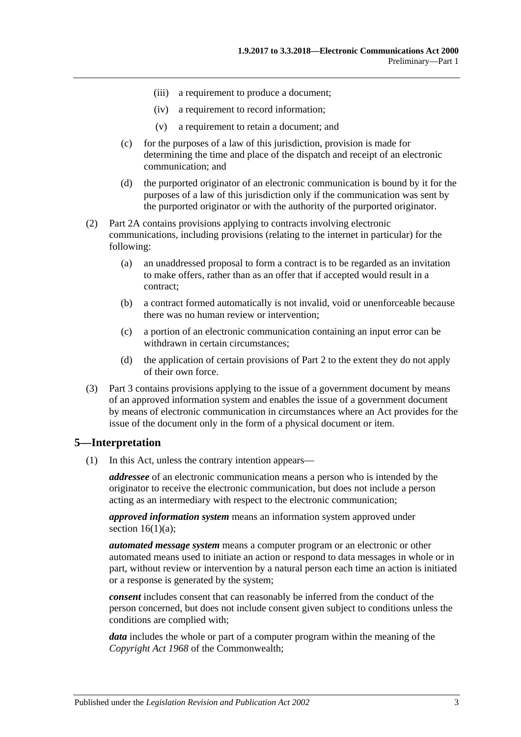(iii) a requirement to produce a document;

(iv) a requirement to record information;

(v) a requirement to retain a document; and

(c) for the purposes of a law of this jurisdiction, provision is made for determining the time and place of the dispatch and receipt of an electronic communication; and

(d) the purported originator of an electronic communication is bound by it for the purposes of a law of this jurisdiction only if the communication was sent by the purported originator or with the authority of the purported originator.

(2) Part 2A contains provisions applying to contracts involving electronic communications, including provisions (relating to the internet in particular) for the following:

(a) an unaddressed proposal to form a contract is to be regarded as an invitation to make offers, rather than as an offer that if accepted would result in a contract;

(b) a contract formed automatically is not invalid, void or unenforceable because there was no human review or intervention;

(c) a portion of an electronic communication containing an input error can be withdrawn in certain circumstances;

(d) the application of certain provisions of Part 2 to the extent they do not apply of their own force.

(3) Part 3 contains provisions applying to the issue of a government document by means of an approved information system and enables the issue of a government document by means of electronic communication in circumstances where an Act provides for the issue of the document only in the form of a physical document or item.

## 5—Interpretation

(1) In this Act, unless the contrary intention appears—

***addressee*** of an electronic communication means a person who is intended by the originator to receive the electronic communication, but does not include a person acting as an intermediary with respect to the electronic communication;

***approved information system*** means an information system approved under section 16(1)(a);

***automated message system*** means a computer program or an electronic or other automated means used to initiate an action or respond to data messages in whole or in part, without review or intervention by a natural person each time an action is initiated or a response is generated by the system;

***consent*** includes consent that can reasonably be inferred from the conduct of the person concerned, but does not include consent given subject to conditions unless the conditions are complied with;

***data*** includes the whole or part of a computer program within the meaning of the *Copyright Act 1968* of the Commonwealth;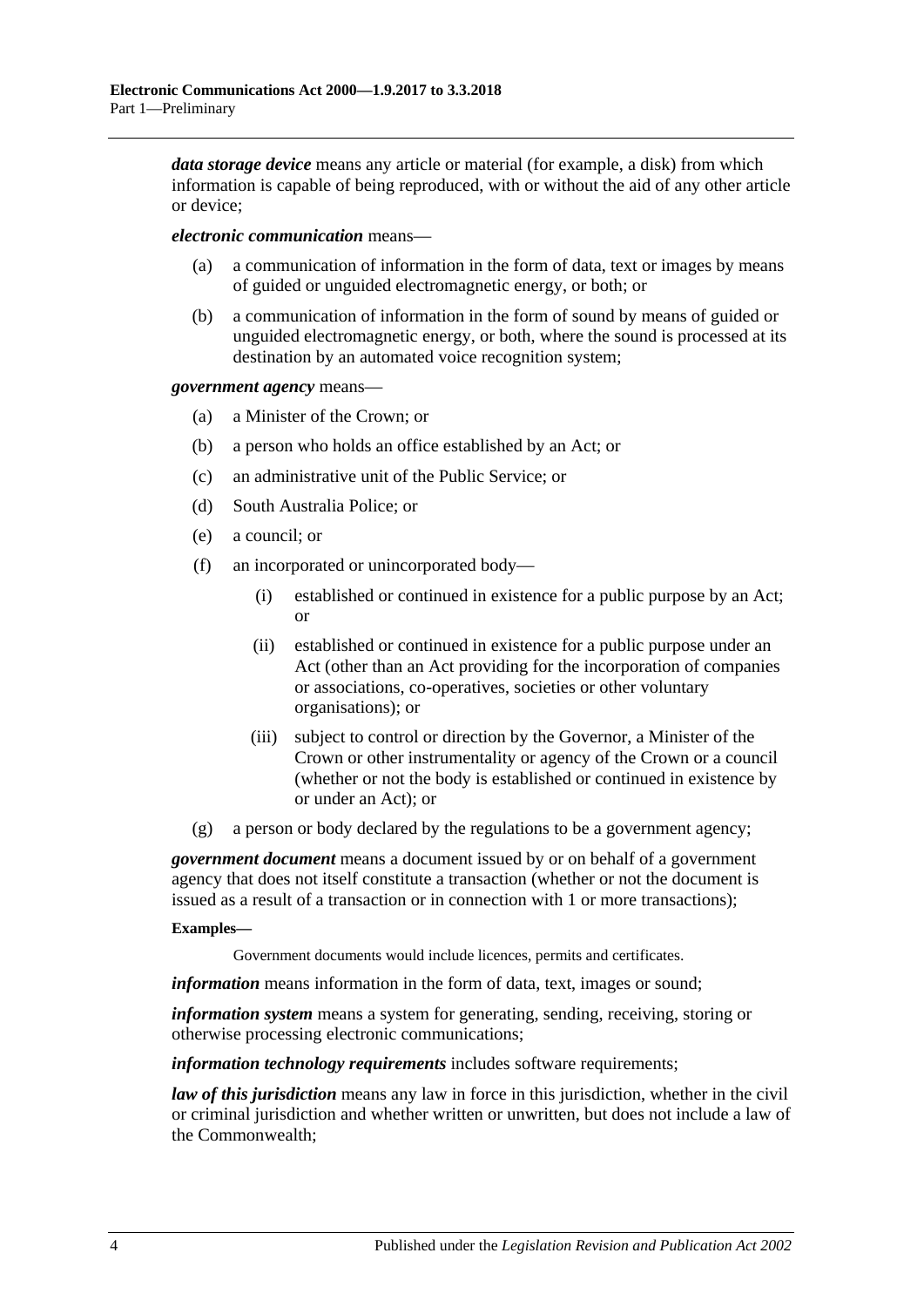***data storage device*** means any article or material (for example, a disk) from which information is capable of being reproduced, with or without the aid of any other article or device;

***electronic communication*** means—

(a) a communication of information in the form of data, text or images by means of guided or unguided electromagnetic energy, or both; or

(b) a communication of information in the form of sound by means of guided or unguided electromagnetic energy, or both, where the sound is processed at its destination by an automated voice recognition system;

***government agency*** means—

(a) a Minister of the Crown; or

(b) a person who holds an office established by an Act; or

(c) an administrative unit of the Public Service; or

(d) South Australia Police; or

(e) a council; or

(f) an incorporated or unincorporated body—

(i) established or continued in existence for a public purpose by an Act; or

(ii) established or continued in existence for a public purpose under an Act (other than an Act providing for the incorporation of companies or associations, co-operatives, societies or other voluntary organisations); or

(iii) subject to control or direction by the Governor, a Minister of the Crown or other instrumentality or agency of the Crown or a council (whether or not the body is established or continued in existence by or under an Act); or

(g) a person or body declared by the regulations to be a government agency;

***government document*** means a document issued by or on behalf of a government agency that does not itself constitute a transaction (whether or not the document is issued as a result of a transaction or in connection with 1 or more transactions);

**Examples—**

Government documents would include licences, permits and certificates.

***information*** means information in the form of data, text, images or sound;

***information system*** means a system for generating, sending, receiving, storing or otherwise processing electronic communications;

***information technology requirements*** includes software requirements;

***law of this jurisdiction*** means any law in force in this jurisdiction, whether in the civil or criminal jurisdiction and whether written or unwritten, but does not include a law of the Commonwealth;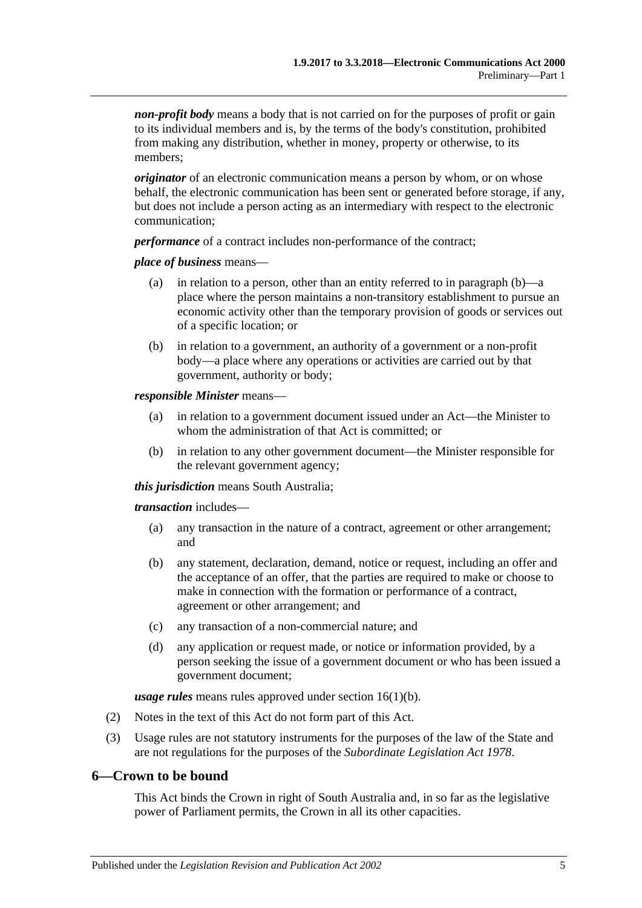***non-profit body*** means a body that is not carried on for the purposes of profit or gain to its individual members and is, by the terms of the body's constitution, prohibited from making any distribution, whether in money, property or otherwise, to its members;

***originator*** of an electronic communication means a person by whom, or on whose behalf, the electronic communication has been sent or generated before storage, if any, but does not include a person acting as an intermediary with respect to the electronic communication;

***performance*** of a contract includes non-performance of the contract;

***place of business*** means—

(a) in relation to a person, other than an entity referred to in paragraph (b)—a place where the person maintains a non-transitory establishment to pursue an economic activity other than the temporary provision of goods or services out of a specific location; or

(b) in relation to a government, an authority of a government or a non-profit body—a place where any operations or activities are carried out by that government, authority or body;

***responsible Minister*** means—

(a) in relation to a government document issued under an Act—the Minister to whom the administration of that Act is committed; or

(b) in relation to any other government document—the Minister responsible for the relevant government agency;

***this jurisdiction*** means South Australia;

***transaction*** includes—

(a) any transaction in the nature of a contract, agreement or other arrangement; and

(b) any statement, declaration, demand, notice or request, including an offer and the acceptance of an offer, that the parties are required to make or choose to make in connection with the formation or performance of a contract, agreement or other arrangement; and

(c) any transaction of a non-commercial nature; and

(d) any application or request made, or notice or information provided, by a person seeking the issue of a government document or who has been issued a government document;

***usage rules*** means rules approved under section 16(1)(b).

(2) Notes in the text of this Act do not form part of this Act.

(3) Usage rules are not statutory instruments for the purposes of the law of the State and are not regulations for the purposes of the *Subordinate Legislation Act 1978*.

## 6—Crown to be bound

This Act binds the Crown in right of South Australia and, in so far as the legislative power of Parliament permits, the Crown in all its other capacities.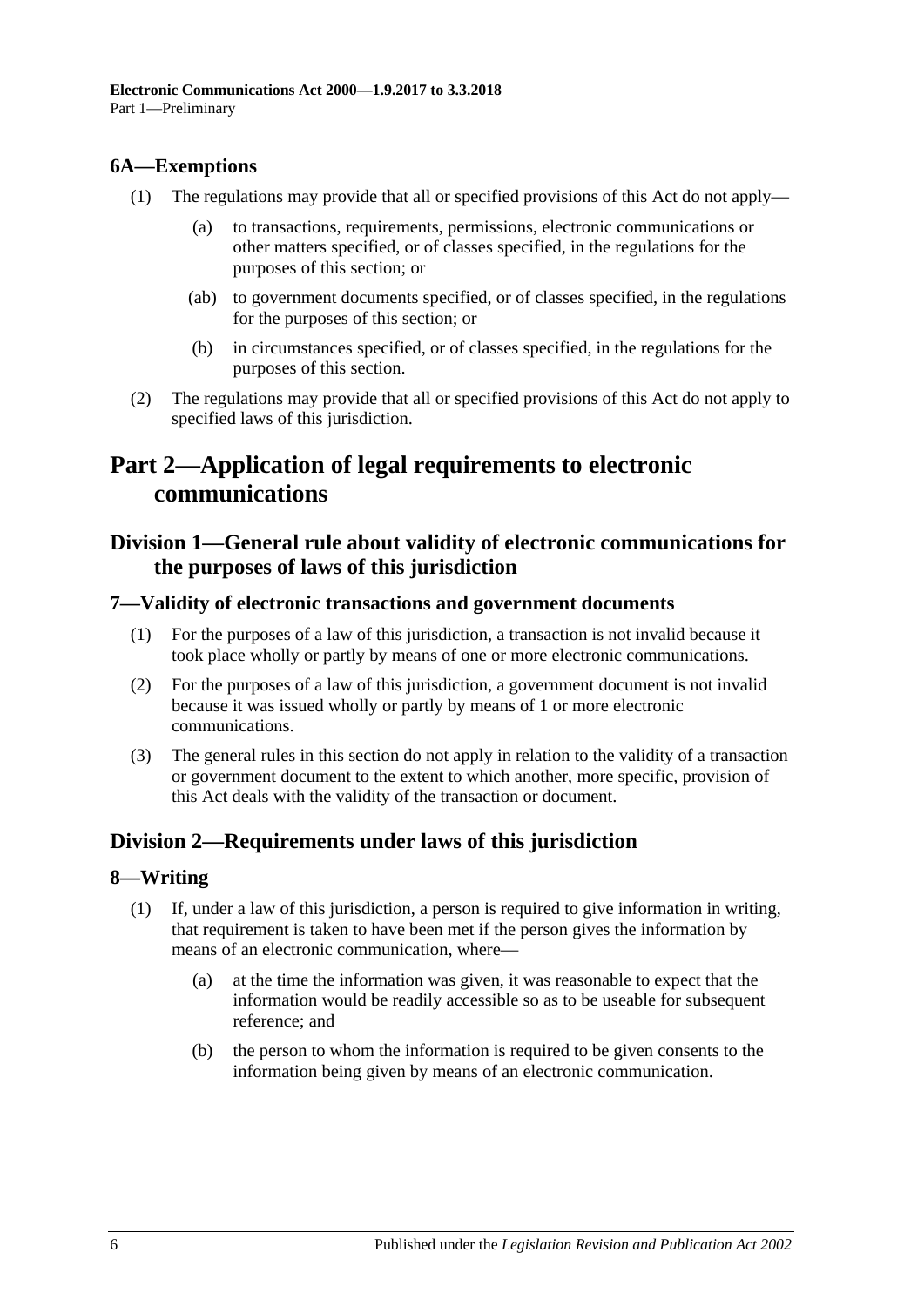### 6A—Exemptions

(1) The regulations may provide that all or specified provisions of this Act do not apply—

(a) to transactions, requirements, permissions, electronic communications or other matters specified, or of classes specified, in the regulations for the purposes of this section; or

(ab) to government documents specified, or of classes specified, in the regulations for the purposes of this section; or

(b) in circumstances specified, or of classes specified, in the regulations for the purposes of this section.

(2) The regulations may provide that all or specified provisions of this Act do not apply to specified laws of this jurisdiction.

# Part 2—Application of legal requirements to electronic communications

## Division 1—General rule about validity of electronic communications for the purposes of laws of this jurisdiction

### 7—Validity of electronic transactions and government documents

(1) For the purposes of a law of this jurisdiction, a transaction is not invalid because it took place wholly or partly by means of one or more electronic communications.

(2) For the purposes of a law of this jurisdiction, a government document is not invalid because it was issued wholly or partly by means of 1 or more electronic communications.

(3) The general rules in this section do not apply in relation to the validity of a transaction or government document to the extent to which another, more specific, provision of this Act deals with the validity of the transaction or document.

## Division 2—Requirements under laws of this jurisdiction

### 8—Writing

(1) If, under a law of this jurisdiction, a person is required to give information in writing, that requirement is taken to have been met if the person gives the information by means of an electronic communication, where—

(a) at the time the information was given, it was reasonable to expect that the information would be readily accessible so as to be useable for subsequent reference; and

(b) the person to whom the information is required to be given consents to the information being given by means of an electronic communication.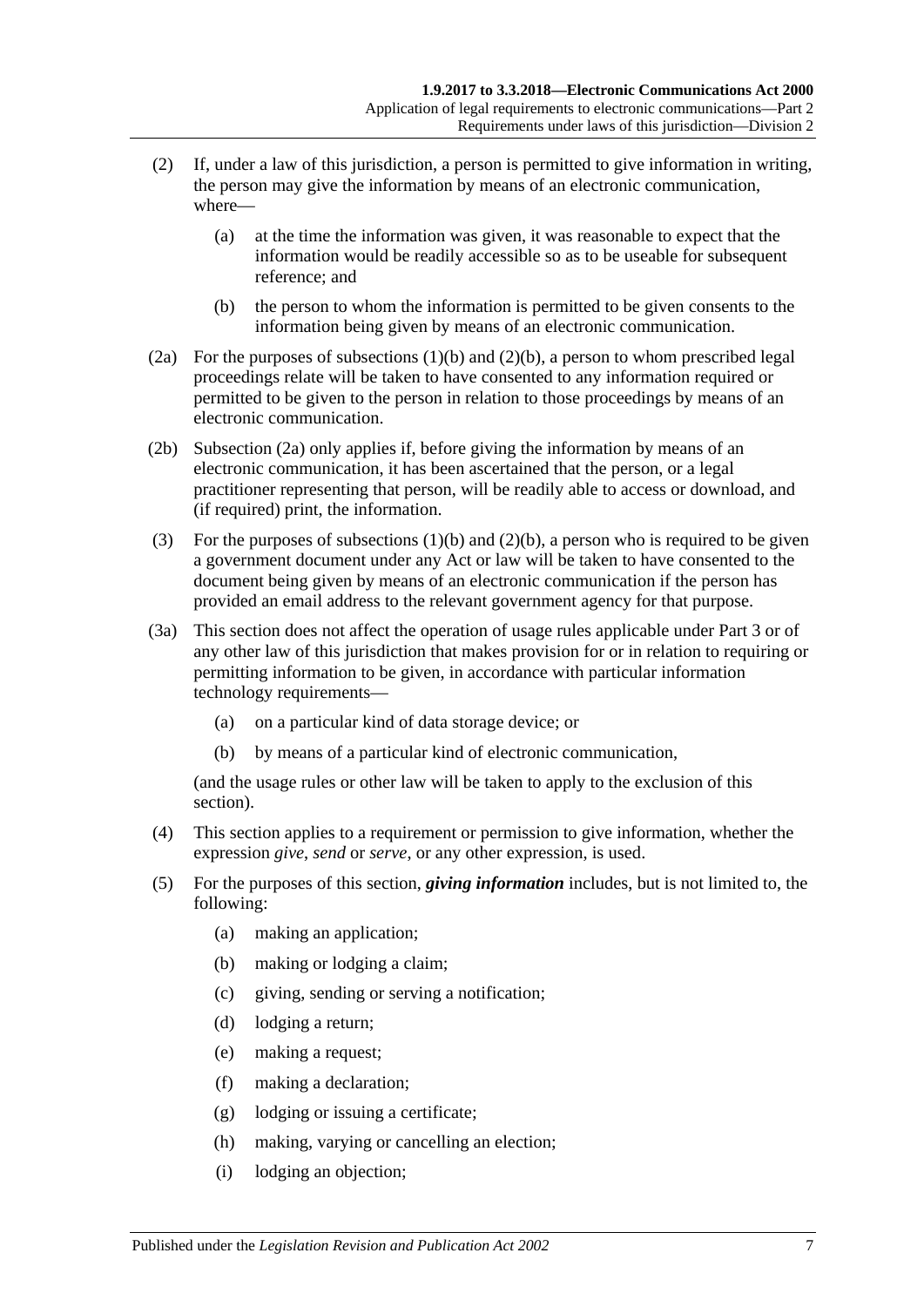(2) If, under a law of this jurisdiction, a person is permitted to give information in writing, the person may give the information by means of an electronic communication, where—

  (a) at the time the information was given, it was reasonable to expect that the information would be readily accessible so as to be useable for subsequent reference; and

  (b) the person to whom the information is permitted to be given consents to the information being given by means of an electronic communication.

(2a) For the purposes of subsections (1)(b) and (2)(b), a person to whom prescribed legal proceedings relate will be taken to have consented to any information required or permitted to be given to the person in relation to those proceedings by means of an electronic communication.

(2b) Subsection (2a) only applies if, before giving the information by means of an electronic communication, it has been ascertained that the person, or a legal practitioner representing that person, will be readily able to access or download, and (if required) print, the information.

(3) For the purposes of subsections (1)(b) and (2)(b), a person who is required to be given a government document under any Act or law will be taken to have consented to the document being given by means of an electronic communication if the person has provided an email address to the relevant government agency for that purpose.

(3a) This section does not affect the operation of usage rules applicable under Part 3 or of any other law of this jurisdiction that makes provision for or in relation to requiring or permitting information to be given, in accordance with particular information technology requirements—

  (a) on a particular kind of data storage device; or

  (b) by means of a particular kind of electronic communication,

(and the usage rules or other law will be taken to apply to the exclusion of this section).

(4) This section applies to a requirement or permission to give information, whether the expression *give*, *send* or *serve*, or any other expression, is used.

(5) For the purposes of this section, ***giving information*** includes, but is not limited to, the following:

  (a) making an application;

  (b) making or lodging a claim;

  (c) giving, sending or serving a notification;

  (d) lodging a return;

  (e) making a request;

  (f) making a declaration;

  (g) lodging or issuing a certificate;

  (h) making, varying or cancelling an election;

  (i) lodging an objection;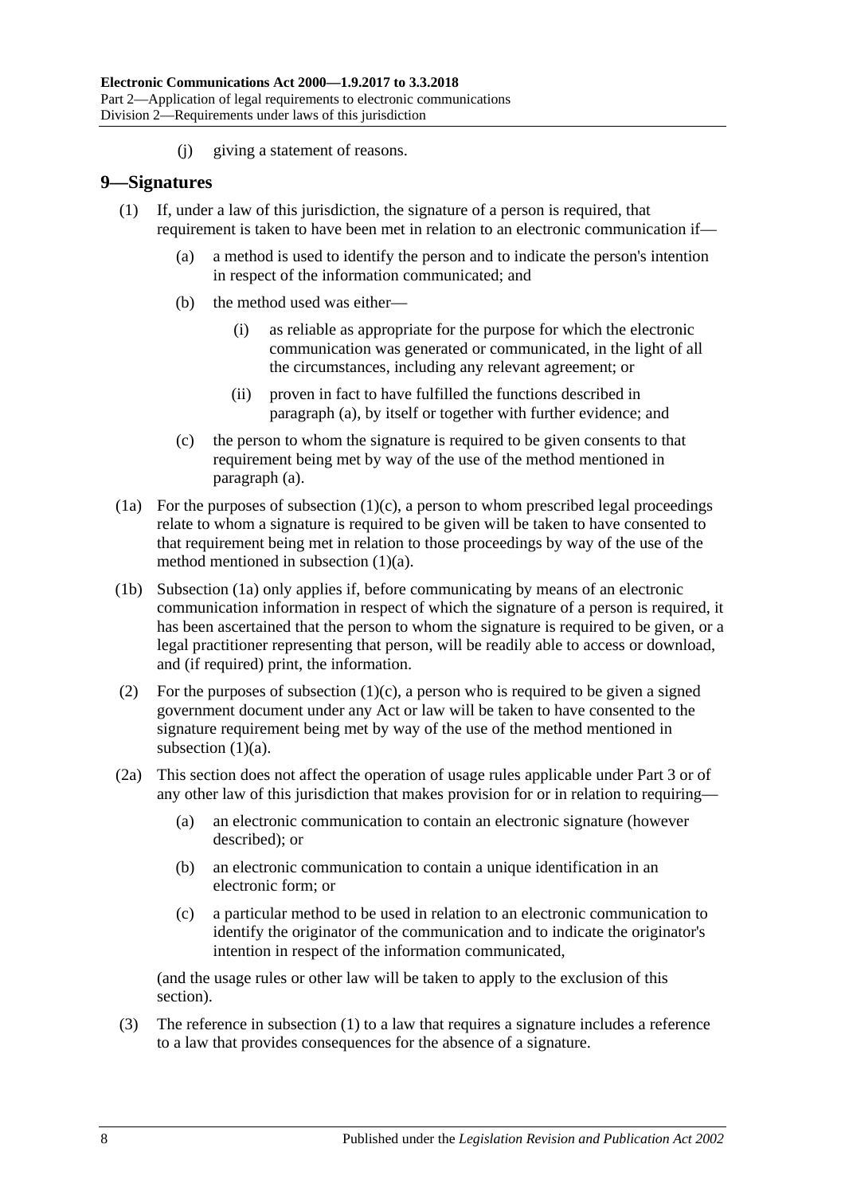(j) giving a statement of reasons.

## 9—Signatures

(1) If, under a law of this jurisdiction, the signature of a person is required, that requirement is taken to have been met in relation to an electronic communication if—

(a) a method is used to identify the person and to indicate the person's intention in respect of the information communicated; and

(b) the method used was either—

(i) as reliable as appropriate for the purpose for which the electronic communication was generated or communicated, in the light of all the circumstances, including any relevant agreement; or

(ii) proven in fact to have fulfilled the functions described in paragraph (a), by itself or together with further evidence; and

(c) the person to whom the signature is required to be given consents to that requirement being met by way of the use of the method mentioned in paragraph (a).

(1a) For the purposes of subsection (1)(c), a person to whom prescribed legal proceedings relate to whom a signature is required to be given will be taken to have consented to that requirement being met in relation to those proceedings by way of the use of the method mentioned in subsection (1)(a).

(1b) Subsection (1a) only applies if, before communicating by means of an electronic communication information in respect of which the signature of a person is required, it has been ascertained that the person to whom the signature is required to be given, or a legal practitioner representing that person, will be readily able to access or download, and (if required) print, the information.

(2) For the purposes of subsection (1)(c), a person who is required to be given a signed government document under any Act or law will be taken to have consented to the signature requirement being met by way of the use of the method mentioned in subsection (1)(a).

(2a) This section does not affect the operation of usage rules applicable under Part 3 or of any other law of this jurisdiction that makes provision for or in relation to requiring—

(a) an electronic communication to contain an electronic signature (however described); or

(b) an electronic communication to contain a unique identification in an electronic form; or

(c) a particular method to be used in relation to an electronic communication to identify the originator of the communication and to indicate the originator's intention in respect of the information communicated,

(and the usage rules or other law will be taken to apply to the exclusion of this section).

(3) The reference in subsection (1) to a law that requires a signature includes a reference to a law that provides consequences for the absence of a signature.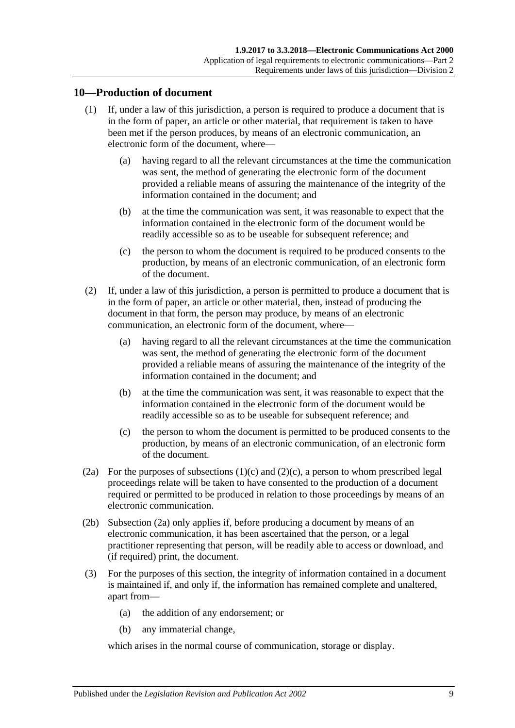## 10—Production of document

(1) If, under a law of this jurisdiction, a person is required to produce a document that is in the form of paper, an article or other material, that requirement is taken to have been met if the person produces, by means of an electronic communication, an electronic form of the document, where—

(a) having regard to all the relevant circumstances at the time the communication was sent, the method of generating the electronic form of the document provided a reliable means of assuring the maintenance of the integrity of the information contained in the document; and

(b) at the time the communication was sent, it was reasonable to expect that the information contained in the electronic form of the document would be readily accessible so as to be useable for subsequent reference; and

(c) the person to whom the document is required to be produced consents to the production, by means of an electronic communication, of an electronic form of the document.

(2) If, under a law of this jurisdiction, a person is permitted to produce a document that is in the form of paper, an article or other material, then, instead of producing the document in that form, the person may produce, by means of an electronic communication, an electronic form of the document, where—

(a) having regard to all the relevant circumstances at the time the communication was sent, the method of generating the electronic form of the document provided a reliable means of assuring the maintenance of the integrity of the information contained in the document; and

(b) at the time the communication was sent, it was reasonable to expect that the information contained in the electronic form of the document would be readily accessible so as to be useable for subsequent reference; and

(c) the person to whom the document is permitted to be produced consents to the production, by means of an electronic communication, of an electronic form of the document.

(2a) For the purposes of subsections (1)(c) and (2)(c), a person to whom prescribed legal proceedings relate will be taken to have consented to the production of a document required or permitted to be produced in relation to those proceedings by means of an electronic communication.

(2b) Subsection (2a) only applies if, before producing a document by means of an electronic communication, it has been ascertained that the person, or a legal practitioner representing that person, will be readily able to access or download, and (if required) print, the document.

(3) For the purposes of this section, the integrity of information contained in a document is maintained if, and only if, the information has remained complete and unaltered, apart from—

(a) the addition of any endorsement; or

(b) any immaterial change,

which arises in the normal course of communication, storage or display.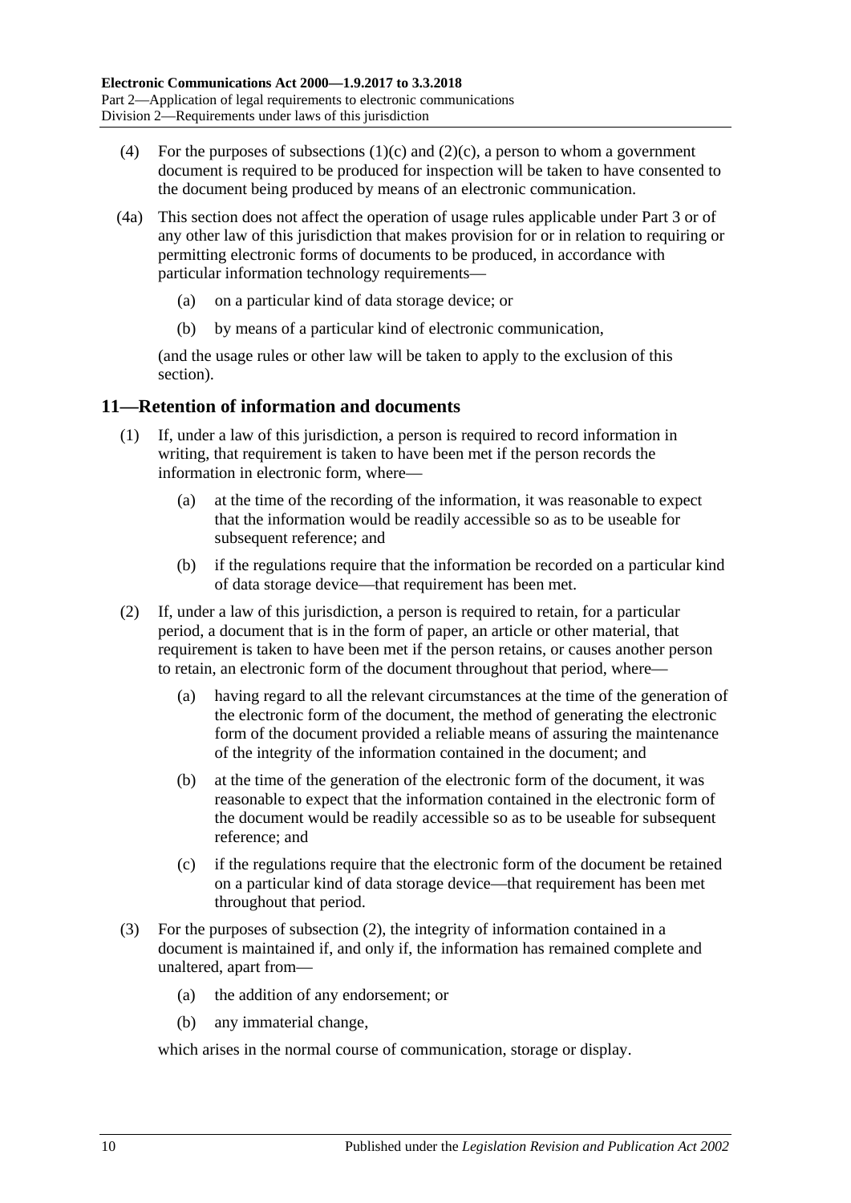(4) For the purposes of subsections (1)(c) and (2)(c), a person to whom a government document is required to be produced for inspection will be taken to have consented to the document being produced by means of an electronic communication.

(4a) This section does not affect the operation of usage rules applicable under Part 3 or of any other law of this jurisdiction that makes provision for or in relation to requiring or permitting electronic forms of documents to be produced, in accordance with particular information technology requirements—

(a) on a particular kind of data storage device; or

(b) by means of a particular kind of electronic communication,

(and the usage rules or other law will be taken to apply to the exclusion of this section).

## 11—Retention of information and documents

(1) If, under a law of this jurisdiction, a person is required to record information in writing, that requirement is taken to have been met if the person records the information in electronic form, where—

(a) at the time of the recording of the information, it was reasonable to expect that the information would be readily accessible so as to be useable for subsequent reference; and

(b) if the regulations require that the information be recorded on a particular kind of data storage device—that requirement has been met.

(2) If, under a law of this jurisdiction, a person is required to retain, for a particular period, a document that is in the form of paper, an article or other material, that requirement is taken to have been met if the person retains, or causes another person to retain, an electronic form of the document throughout that period, where—

(a) having regard to all the relevant circumstances at the time of the generation of the electronic form of the document, the method of generating the electronic form of the document provided a reliable means of assuring the maintenance of the integrity of the information contained in the document; and

(b) at the time of the generation of the electronic form of the document, it was reasonable to expect that the information contained in the electronic form of the document would be readily accessible so as to be useable for subsequent reference; and

(c) if the regulations require that the electronic form of the document be retained on a particular kind of data storage device—that requirement has been met throughout that period.

(3) For the purposes of subsection (2), the integrity of information contained in a document is maintained if, and only if, the information has remained complete and unaltered, apart from—

(a) the addition of any endorsement; or

(b) any immaterial change,

which arises in the normal course of communication, storage or display.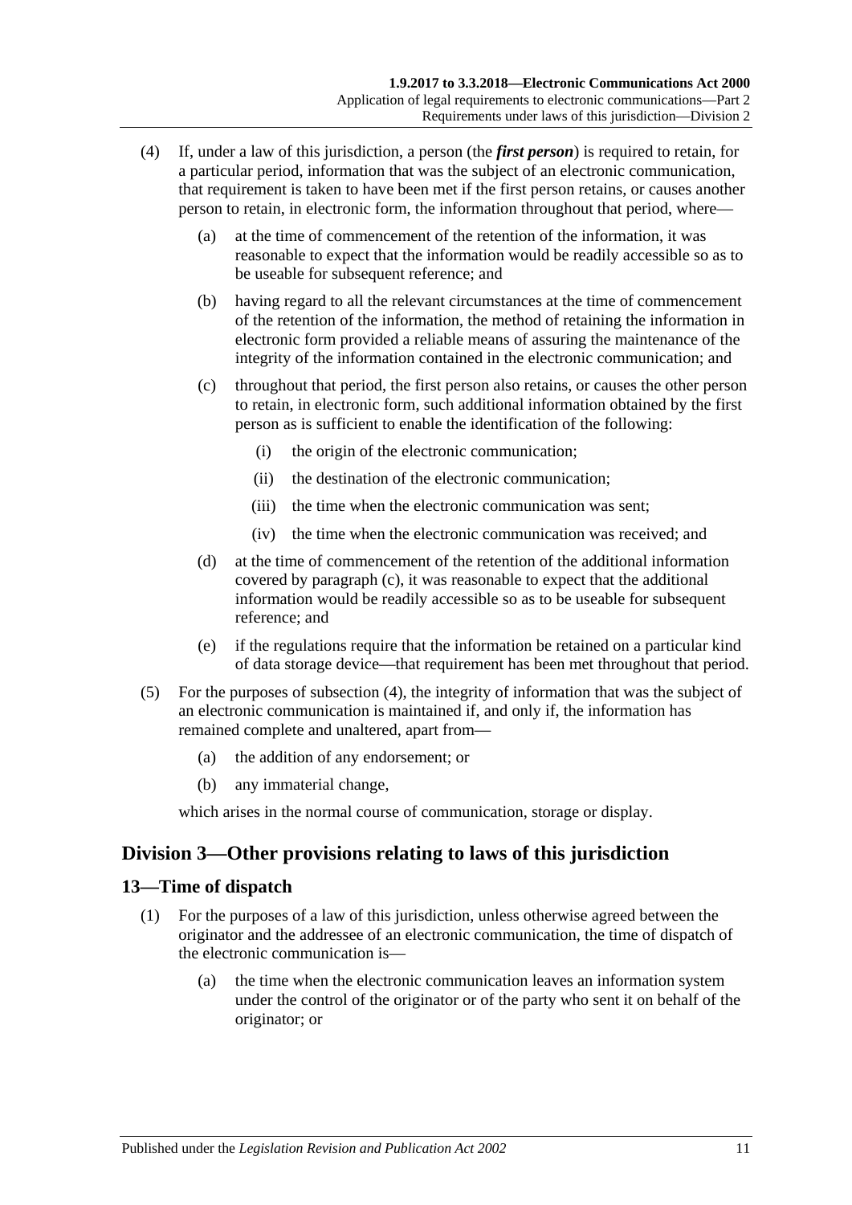(4) If, under a law of this jurisdiction, a person (the ***first person***) is required to retain, for a particular period, information that was the subject of an electronic communication, that requirement is taken to have been met if the first person retains, or causes another person to retain, in electronic form, the information throughout that period, where—

(a) at the time of commencement of the retention of the information, it was reasonable to expect that the information would be readily accessible so as to be useable for subsequent reference; and

(b) having regard to all the relevant circumstances at the time of commencement of the retention of the information, the method of retaining the information in electronic form provided a reliable means of assuring the maintenance of the integrity of the information contained in the electronic communication; and

(c) throughout that period, the first person also retains, or causes the other person to retain, in electronic form, such additional information obtained by the first person as is sufficient to enable the identification of the following:

(i) the origin of the electronic communication;

(ii) the destination of the electronic communication;

(iii) the time when the electronic communication was sent;

(iv) the time when the electronic communication was received; and

(d) at the time of commencement of the retention of the additional information covered by paragraph (c), it was reasonable to expect that the additional information would be readily accessible so as to be useable for subsequent reference; and

(e) if the regulations require that the information be retained on a particular kind of data storage device—that requirement has been met throughout that period.

(5) For the purposes of subsection (4), the integrity of information that was the subject of an electronic communication is maintained if, and only if, the information has remained complete and unaltered, apart from—

(a) the addition of any endorsement; or

(b) any immaterial change,

which arises in the normal course of communication, storage or display.

## Division 3—Other provisions relating to laws of this jurisdiction

### 13—Time of dispatch

(1) For the purposes of a law of this jurisdiction, unless otherwise agreed between the originator and the addressee of an electronic communication, the time of dispatch of the electronic communication is—

(a) the time when the electronic communication leaves an information system under the control of the originator or of the party who sent it on behalf of the originator; or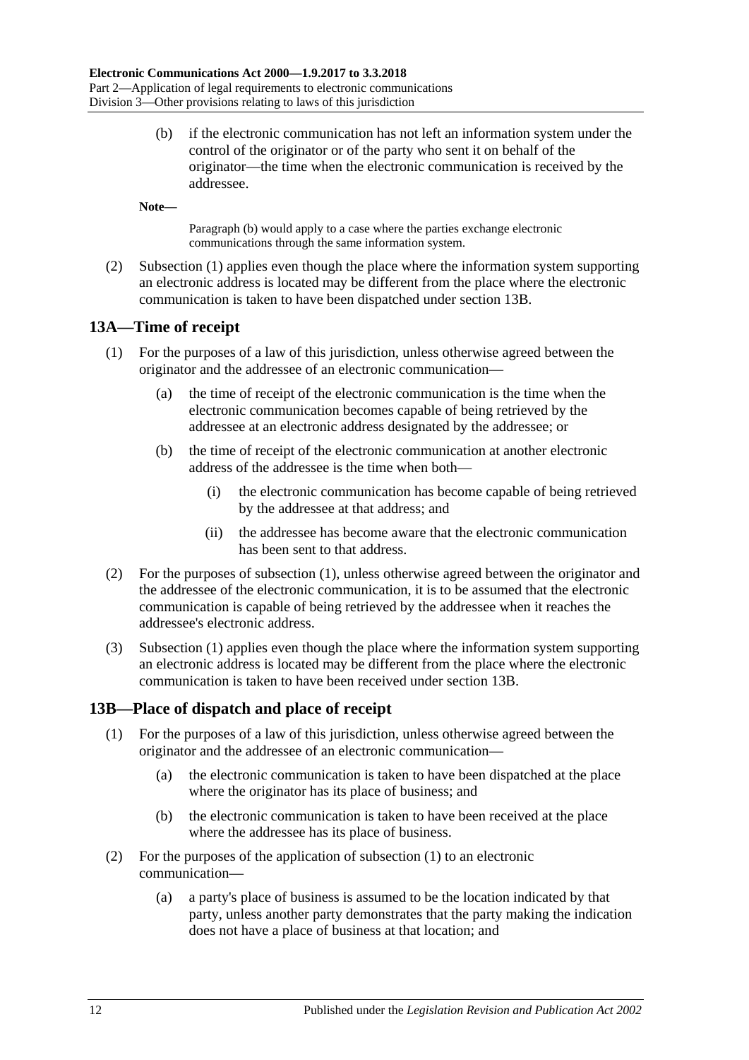(b) if the electronic communication has not left an information system under the control of the originator or of the party who sent it on behalf of the originator—the time when the electronic communication is received by the addressee.

**Note—**

Paragraph (b) would apply to a case where the parties exchange electronic communications through the same information system.

(2) Subsection (1) applies even though the place where the information system supporting an electronic address is located may be different from the place where the electronic communication is taken to have been dispatched under section 13B.

## 13A—Time of receipt

(1) For the purposes of a law of this jurisdiction, unless otherwise agreed between the originator and the addressee of an electronic communication—

(a) the time of receipt of the electronic communication is the time when the electronic communication becomes capable of being retrieved by the addressee at an electronic address designated by the addressee; or

(b) the time of receipt of the electronic communication at another electronic address of the addressee is the time when both—

(i) the electronic communication has become capable of being retrieved by the addressee at that address; and

(ii) the addressee has become aware that the electronic communication has been sent to that address.

(2) For the purposes of subsection (1), unless otherwise agreed between the originator and the addressee of the electronic communication, it is to be assumed that the electronic communication is capable of being retrieved by the addressee when it reaches the addressee's electronic address.

(3) Subsection (1) applies even though the place where the information system supporting an electronic address is located may be different from the place where the electronic communication is taken to have been received under section 13B.

## 13B—Place of dispatch and place of receipt

(1) For the purposes of a law of this jurisdiction, unless otherwise agreed between the originator and the addressee of an electronic communication—

(a) the electronic communication is taken to have been dispatched at the place where the originator has its place of business; and

(b) the electronic communication is taken to have been received at the place where the addressee has its place of business.

(2) For the purposes of the application of subsection (1) to an electronic communication—

(a) a party's place of business is assumed to be the location indicated by that party, unless another party demonstrates that the party making the indication does not have a place of business at that location; and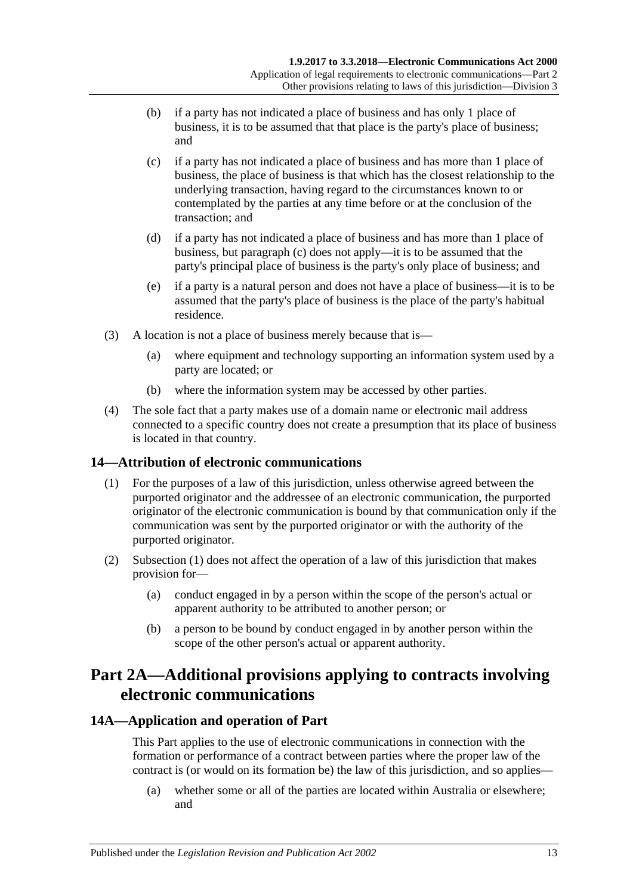(b) if a party has not indicated a place of business and has only 1 place of business, it is to be assumed that that place is the party's place of business; and

(c) if a party has not indicated a place of business and has more than 1 place of business, the place of business is that which has the closest relationship to the underlying transaction, having regard to the circumstances known to or contemplated by the parties at any time before or at the conclusion of the transaction; and

(d) if a party has not indicated a place of business and has more than 1 place of business, but paragraph (c) does not apply—it is to be assumed that the party's principal place of business is the party's only place of business; and

(e) if a party is a natural person and does not have a place of business—it is to be assumed that the party's place of business is the place of the party's habitual residence.

(3) A location is not a place of business merely because that is—

(a) where equipment and technology supporting an information system used by a party are located; or

(b) where the information system may be accessed by other parties.

(4) The sole fact that a party makes use of a domain name or electronic mail address connected to a specific country does not create a presumption that its place of business is located in that country.

### 14—Attribution of electronic communications

(1) For the purposes of a law of this jurisdiction, unless otherwise agreed between the purported originator and the addressee of an electronic communication, the purported originator of the electronic communication is bound by that communication only if the communication was sent by the purported originator or with the authority of the purported originator.

(2) Subsection (1) does not affect the operation of a law of this jurisdiction that makes provision for—

(a) conduct engaged in by a person within the scope of the person's actual or apparent authority to be attributed to another person; or

(b) a person to be bound by conduct engaged in by another person within the scope of the other person's actual or apparent authority.

## Part 2A—Additional provisions applying to contracts involving electronic communications

### 14A—Application and operation of Part

This Part applies to the use of electronic communications in connection with the formation or performance of a contract between parties where the proper law of the contract is (or would on its formation be) the law of this jurisdiction, and so applies—

(a) whether some or all of the parties are located within Australia or elsewhere; and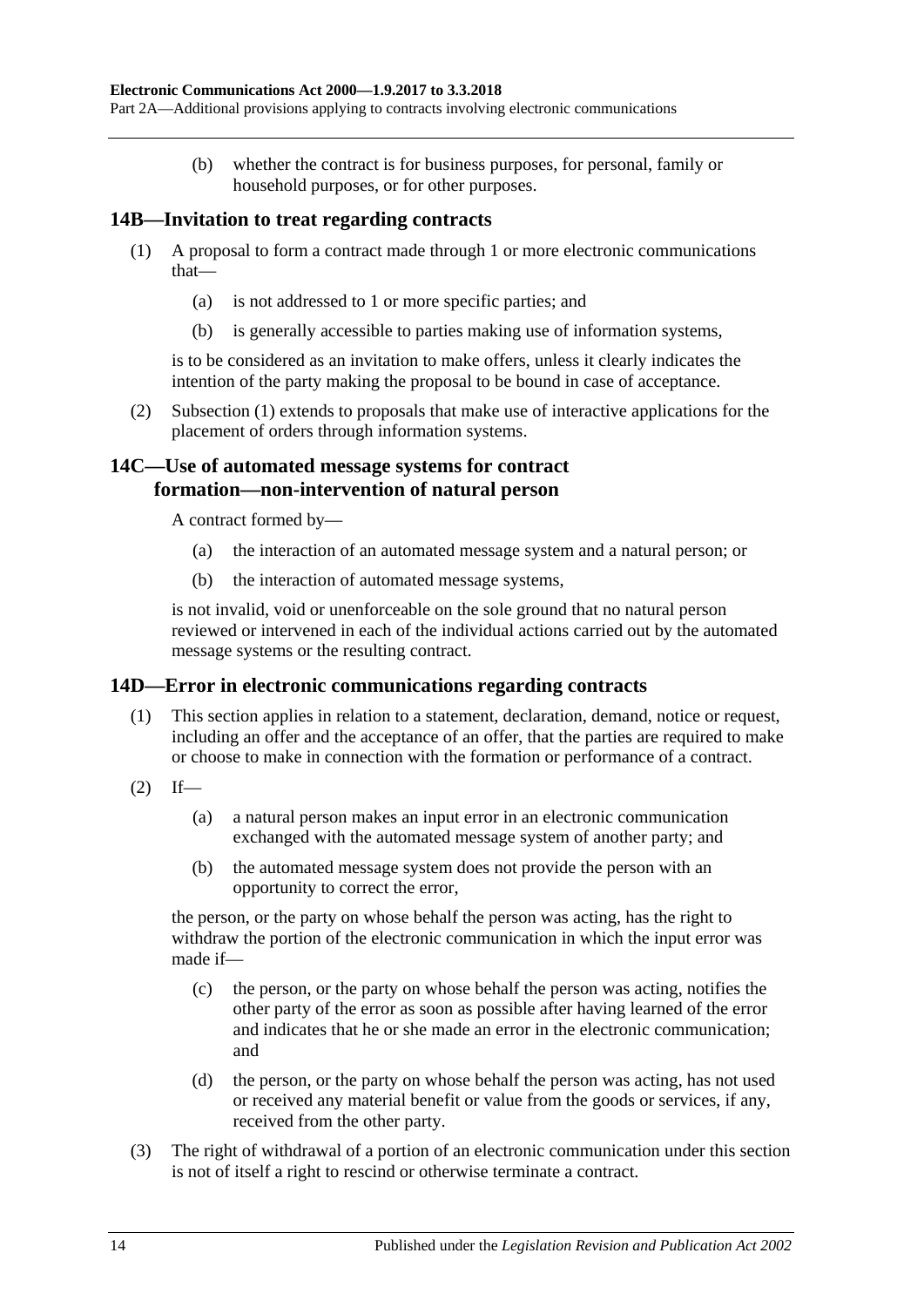(b) whether the contract is for business purposes, for personal, family or household purposes, or for other purposes.

## 14B—Invitation to treat regarding contracts

(1) A proposal to form a contract made through 1 or more electronic communications that—

(a) is not addressed to 1 or more specific parties; and

(b) is generally accessible to parties making use of information systems,

is to be considered as an invitation to make offers, unless it clearly indicates the intention of the party making the proposal to be bound in case of acceptance.

(2) Subsection (1) extends to proposals that make use of interactive applications for the placement of orders through information systems.

## 14C—Use of automated message systems for contract formation—non-intervention of natural person

A contract formed by—

(a) the interaction of an automated message system and a natural person; or

(b) the interaction of automated message systems,

is not invalid, void or unenforceable on the sole ground that no natural person reviewed or intervened in each of the individual actions carried out by the automated message systems or the resulting contract.

## 14D—Error in electronic communications regarding contracts

(1) This section applies in relation to a statement, declaration, demand, notice or request, including an offer and the acceptance of an offer, that the parties are required to make or choose to make in connection with the formation or performance of a contract.

(2) If—

(a) a natural person makes an input error in an electronic communication exchanged with the automated message system of another party; and

(b) the automated message system does not provide the person with an opportunity to correct the error,

the person, or the party on whose behalf the person was acting, has the right to withdraw the portion of the electronic communication in which the input error was made if—

(c) the person, or the party on whose behalf the person was acting, notifies the other party of the error as soon as possible after having learned of the error and indicates that he or she made an error in the electronic communication; and

(d) the person, or the party on whose behalf the person was acting, has not used or received any material benefit or value from the goods or services, if any, received from the other party.

(3) The right of withdrawal of a portion of an electronic communication under this section is not of itself a right to rescind or otherwise terminate a contract.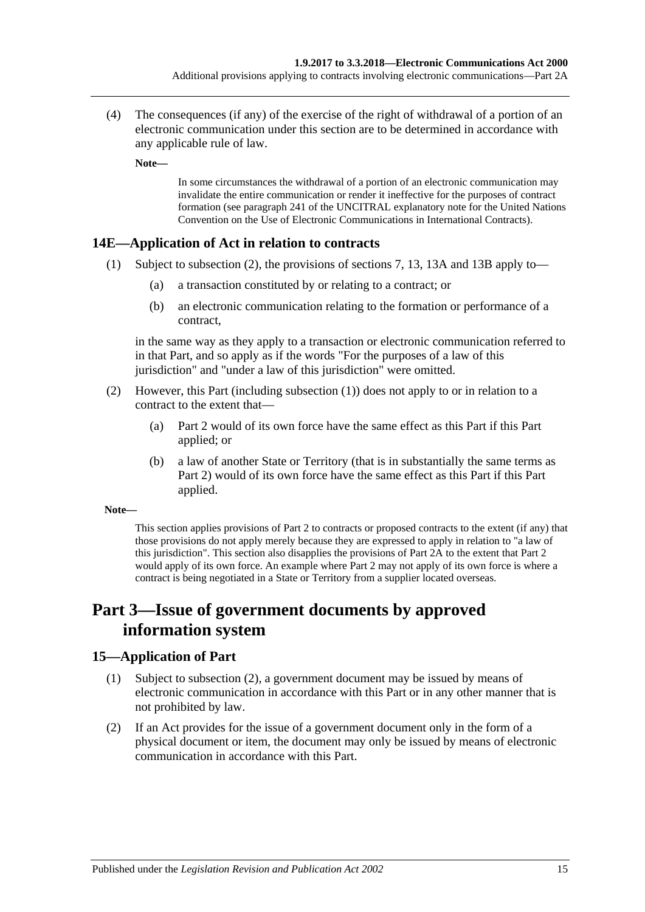(4) The consequences (if any) of the exercise of the right of withdrawal of a portion of an electronic communication under this section are to be determined in accordance with any applicable rule of law.

**Note—**

In some circumstances the withdrawal of a portion of an electronic communication may invalidate the entire communication or render it ineffective for the purposes of contract formation (see paragraph 241 of the UNCITRAL explanatory note for the United Nations Convention on the Use of Electronic Communications in International Contracts).

## 14E—Application of Act in relation to contracts

(1) Subject to subsection (2), the provisions of sections 7, 13, 13A and 13B apply to—

(a) a transaction constituted by or relating to a contract; or

(b) an electronic communication relating to the formation or performance of a contract,

in the same way as they apply to a transaction or electronic communication referred to in that Part, and so apply as if the words "For the purposes of a law of this jurisdiction" and "under a law of this jurisdiction" were omitted.

(2) However, this Part (including subsection (1)) does not apply to or in relation to a contract to the extent that—

(a) Part 2 would of its own force have the same effect as this Part if this Part applied; or

(b) a law of another State or Territory (that is in substantially the same terms as Part 2) would of its own force have the same effect as this Part if this Part applied.

**Note—**

This section applies provisions of Part 2 to contracts or proposed contracts to the extent (if any) that those provisions do not apply merely because they are expressed to apply in relation to "a law of this jurisdiction". This section also disapplies the provisions of Part 2A to the extent that Part 2 would apply of its own force. An example where Part 2 may not apply of its own force is where a contract is being negotiated in a State or Territory from a supplier located overseas.

# Part 3—Issue of government documents by approved information system

## 15—Application of Part

(1) Subject to subsection (2), a government document may be issued by means of electronic communication in accordance with this Part or in any other manner that is not prohibited by law.

(2) If an Act provides for the issue of a government document only in the form of a physical document or item, the document may only be issued by means of electronic communication in accordance with this Part.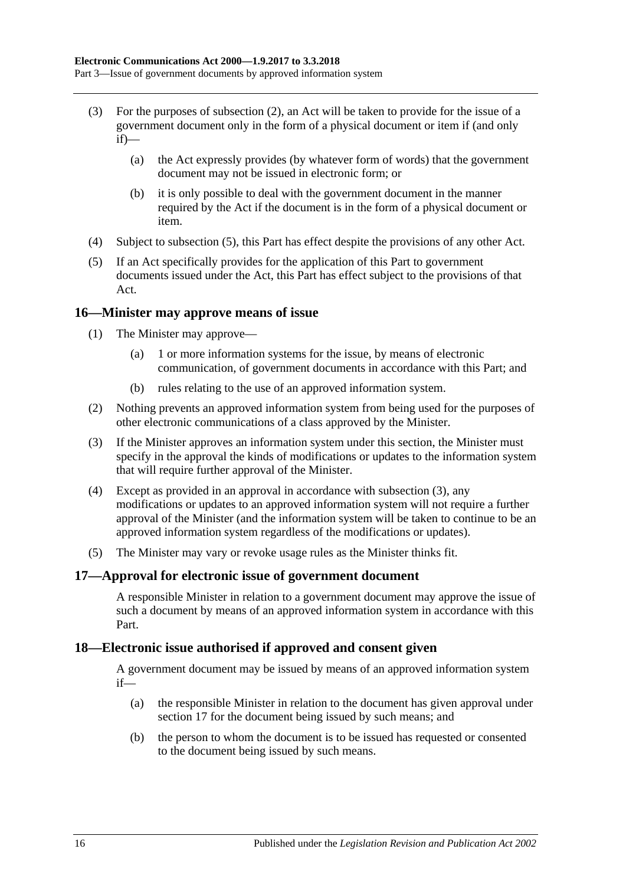(3) For the purposes of subsection (2), an Act will be taken to provide for the issue of a government document only in the form of a physical document or item if (and only if)—

(a) the Act expressly provides (by whatever form of words) that the government document may not be issued in electronic form; or

(b) it is only possible to deal with the government document in the manner required by the Act if the document is in the form of a physical document or item.

(4) Subject to subsection (5), this Part has effect despite the provisions of any other Act.

(5) If an Act specifically provides for the application of this Part to government documents issued under the Act, this Part has effect subject to the provisions of that Act.

## 16—Minister may approve means of issue

(1) The Minister may approve—

(a) 1 or more information systems for the issue, by means of electronic communication, of government documents in accordance with this Part; and

(b) rules relating to the use of an approved information system.

(2) Nothing prevents an approved information system from being used for the purposes of other electronic communications of a class approved by the Minister.

(3) If the Minister approves an information system under this section, the Minister must specify in the approval the kinds of modifications or updates to the information system that will require further approval of the Minister.

(4) Except as provided in an approval in accordance with subsection (3), any modifications or updates to an approved information system will not require a further approval of the Minister (and the information system will be taken to continue to be an approved information system regardless of the modifications or updates).

(5) The Minister may vary or revoke usage rules as the Minister thinks fit.

## 17—Approval for electronic issue of government document

A responsible Minister in relation to a government document may approve the issue of such a document by means of an approved information system in accordance with this Part.

## 18—Electronic issue authorised if approved and consent given

A government document may be issued by means of an approved information system if—

(a) the responsible Minister in relation to the document has given approval under section 17 for the document being issued by such means; and

(b) the person to whom the document is to be issued has requested or consented to the document being issued by such means.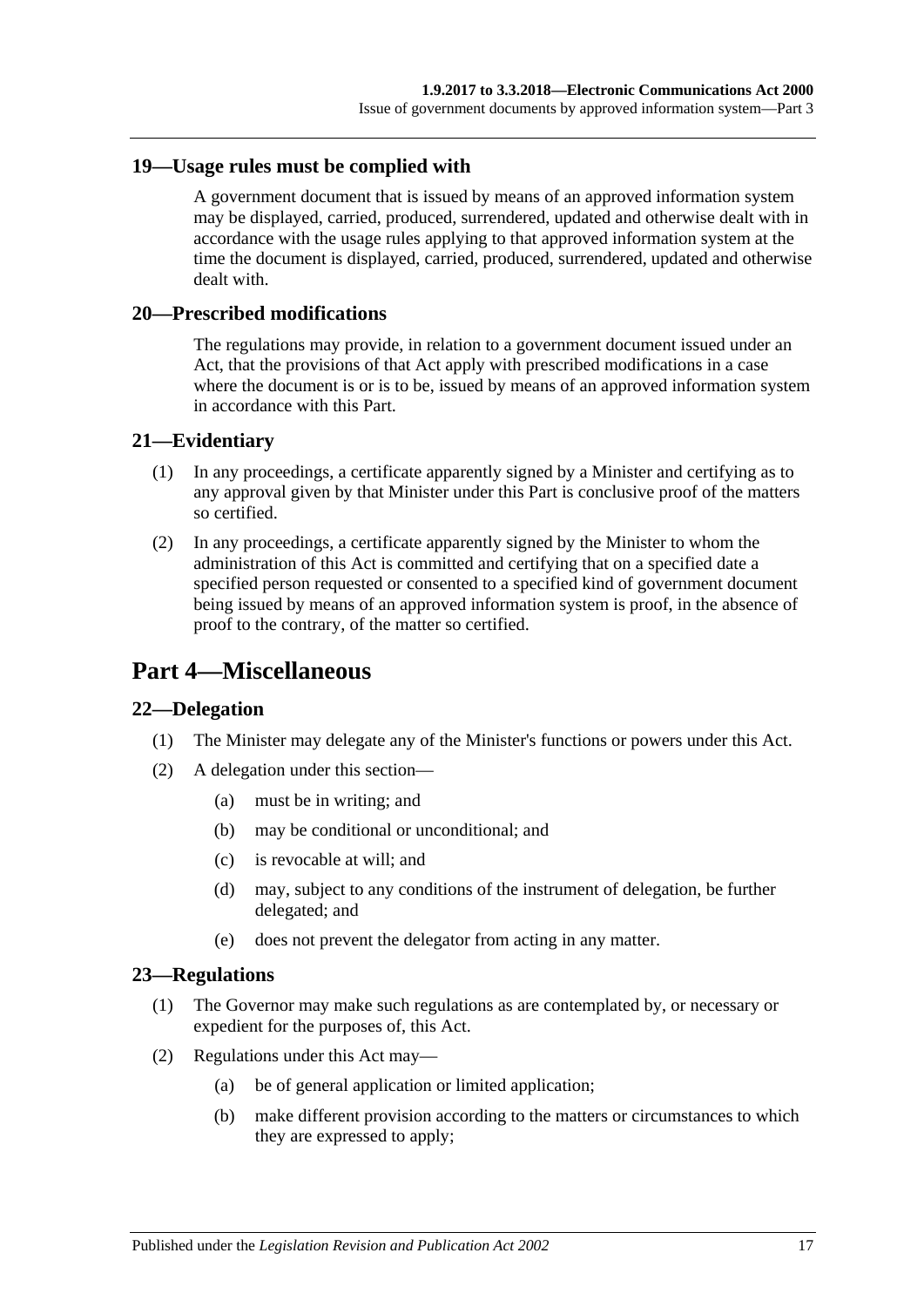### 19—Usage rules must be complied with

A government document that is issued by means of an approved information system may be displayed, carried, produced, surrendered, updated and otherwise dealt with in accordance with the usage rules applying to that approved information system at the time the document is displayed, carried, produced, surrendered, updated and otherwise dealt with.

### 20—Prescribed modifications

The regulations may provide, in relation to a government document issued under an Act, that the provisions of that Act apply with prescribed modifications in a case where the document is or is to be, issued by means of an approved information system in accordance with this Part.

### 21—Evidentiary

(1) In any proceedings, a certificate apparently signed by a Minister and certifying as to any approval given by that Minister under this Part is conclusive proof of the matters so certified.

(2) In any proceedings, a certificate apparently signed by the Minister to whom the administration of this Act is committed and certifying that on a specified date a specified person requested or consented to a specified kind of government document being issued by means of an approved information system is proof, in the absence of proof to the contrary, of the matter so certified.

## Part 4—Miscellaneous

### 22—Delegation

(1) The Minister may delegate any of the Minister's functions or powers under this Act.

(2) A delegation under this section—

- (a) must be in writing; and
- (b) may be conditional or unconditional; and
- (c) is revocable at will; and
- (d) may, subject to any conditions of the instrument of delegation, be further delegated; and
- (e) does not prevent the delegator from acting in any matter.

### 23—Regulations

(1) The Governor may make such regulations as are contemplated by, or necessary or expedient for the purposes of, this Act.

(2) Regulations under this Act may—

- (a) be of general application or limited application;
- (b) make different provision according to the matters or circumstances to which they are expressed to apply;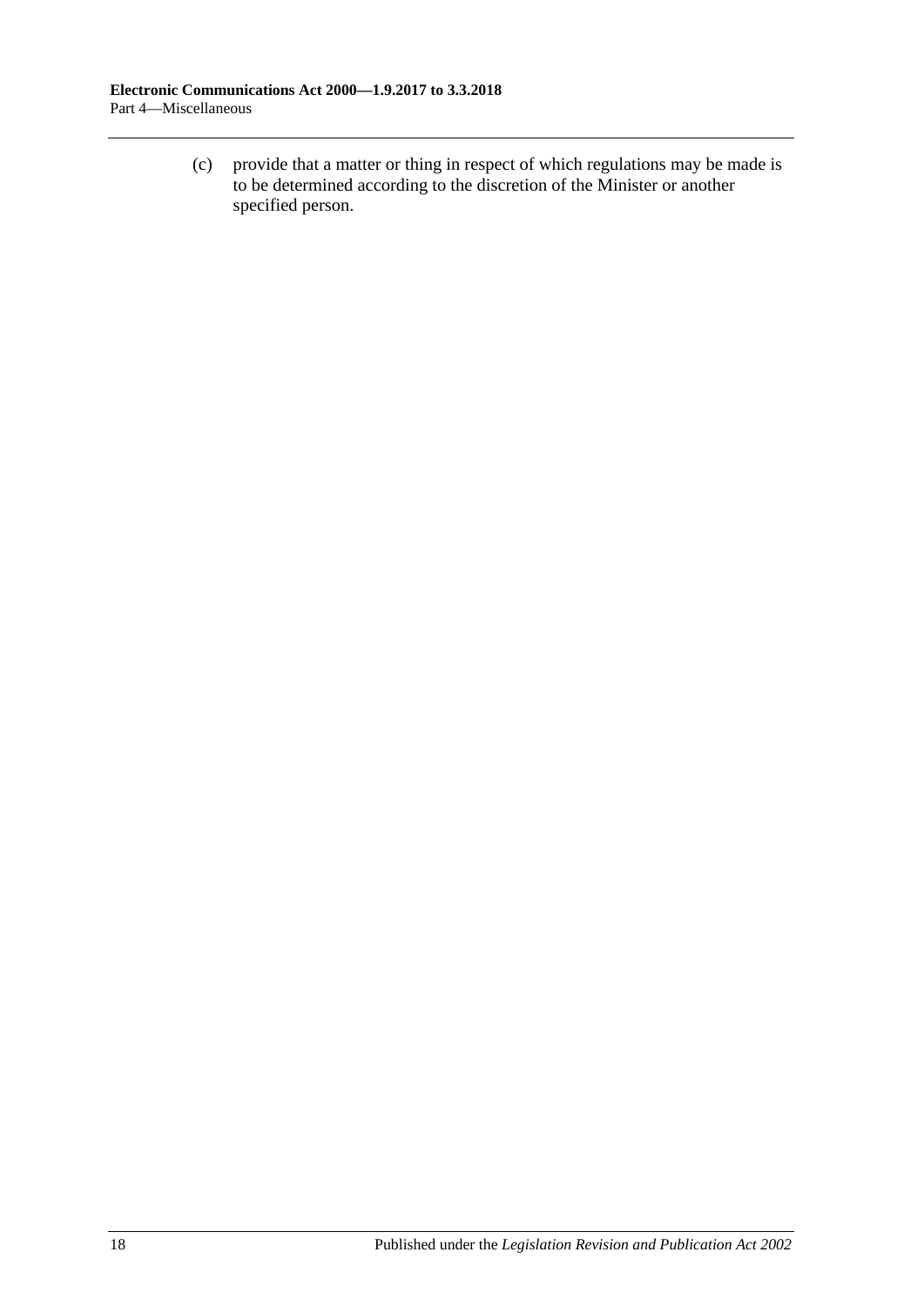(c) provide that a matter or thing in respect of which regulations may be made is to be determined according to the discretion of the Minister or another specified person.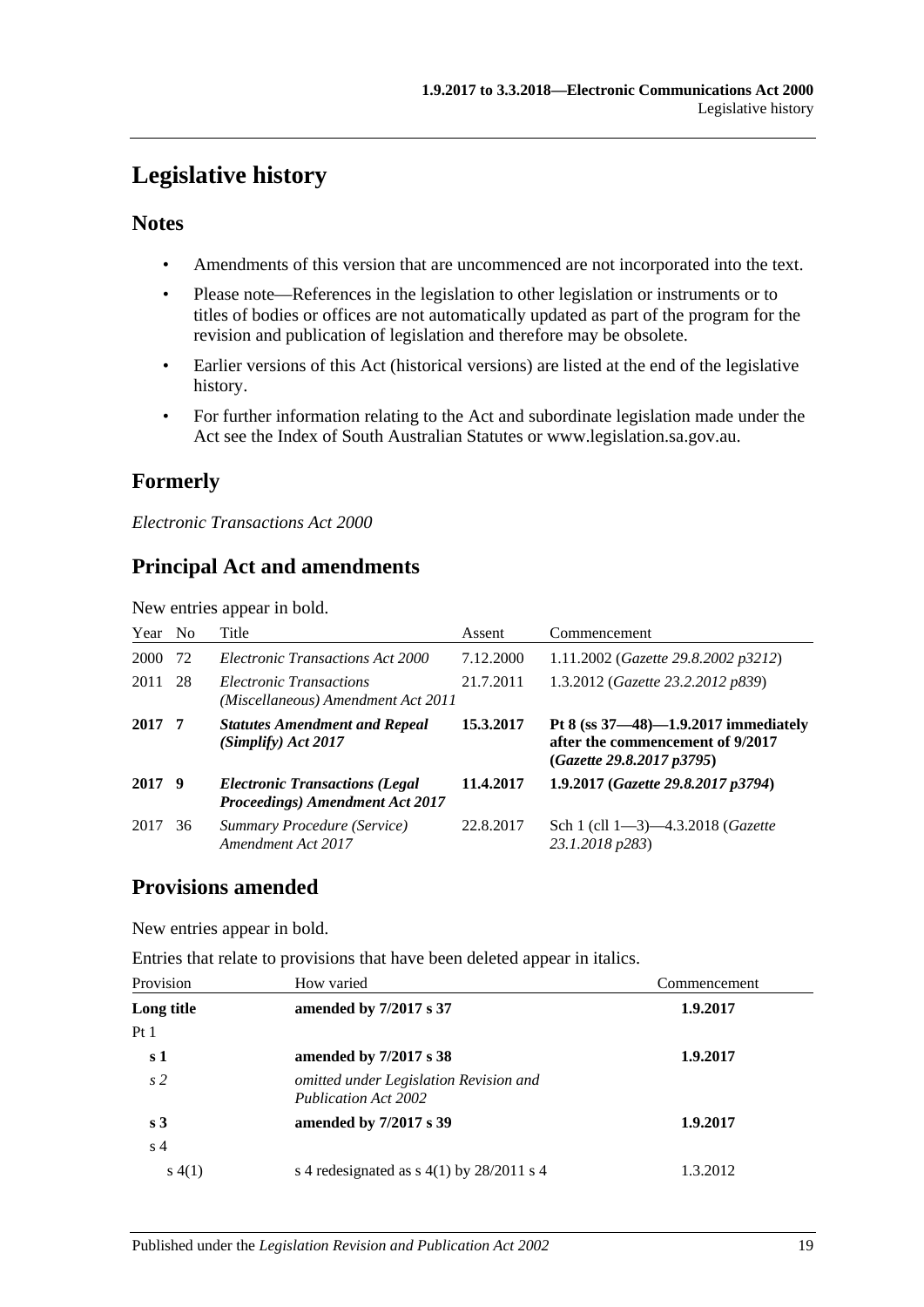# Legislative history

## Notes

- Amendments of this version that are uncommenced are not incorporated into the text.
- Please note—References in the legislation to other legislation or instruments or to titles of bodies or offices are not automatically updated as part of the program for the revision and publication of legislation and therefore may be obsolete.
- Earlier versions of this Act (historical versions) are listed at the end of the legislative history.
- For further information relating to the Act and subordinate legislation made under the Act see the Index of South Australian Statutes or www.legislation.sa.gov.au.

## Formerly

*Electronic Transactions Act 2000*

## Principal Act and amendments

New entries appear in bold.

| Year | No | Title | Assent | Commencement |
|---|---|---|---|---|
| 2000 | 72 | *Electronic Transactions Act 2000* | 7.12.2000 | 1.11.2002 (*Gazette 29.8.2002 p3212*) |
| 2011 | 28 | *Electronic Transactions (Miscellaneous) Amendment Act 2011* | 21.7.2011 | 1.3.2012 (*Gazette 23.2.2012 p839*) |
| **2017** | **7** | ***Statutes Amendment and Repeal (Simplify) Act 2017*** | **15.3.2017** | **Pt 8 (ss 37—48)—1.9.2017 immediately after the commencement of 9/2017 (*Gazette 29.8.2017 p3795*)** |
| **2017** | **9** | ***Electronic Transactions (Legal Proceedings) Amendment Act 2017*** | **11.4.2017** | **1.9.2017 (*Gazette 29.8.2017 p3794*)** |
| 2017 | 36 | *Summary Procedure (Service) Amendment Act 2017* | 22.8.2017 | Sch 1 (cll 1—3)—4.3.2018 (*Gazette 23.1.2018 p283*) |

## Provisions amended

New entries appear in bold.

Entries that relate to provisions that have been deleted appear in italics.

| Provision | How varied | Commencement |
|---|---|---|
| **Long title** | **amended by 7/2017 s 37** | **1.9.2017** |
| Pt 1 | | |
| **s 1** | **amended by 7/2017 s 38** | **1.9.2017** |
| *s 2* | *omitted under Legislation Revision and Publication Act 2002* | |
| **s 3** | **amended by 7/2017 s 39** | **1.9.2017** |
| s 4 | | |
| s 4(1) | s 4 redesignated as s 4(1) by 28/2011 s 4 | 1.3.2012 |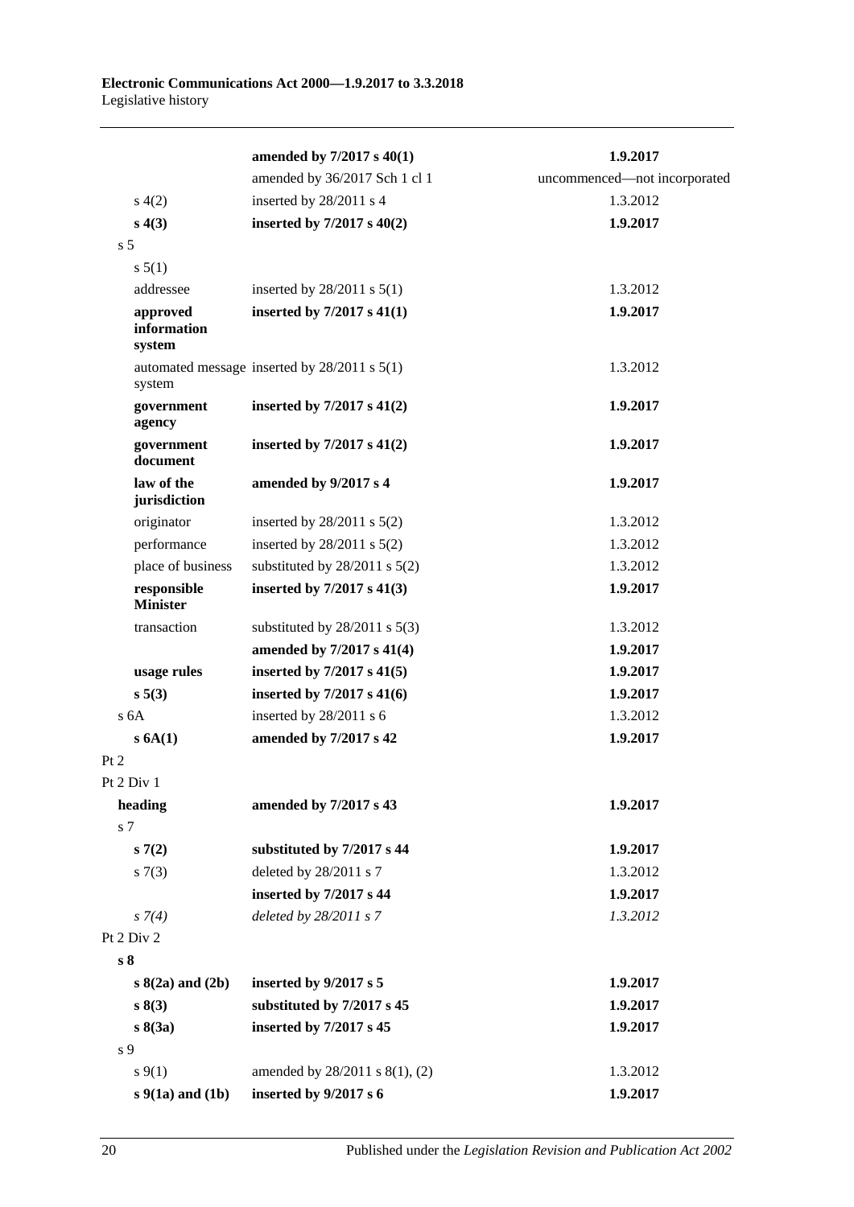| | | |
|---|---|---|
| | **amended by 7/2017 s 40(1)** | **1.9.2017** |
| | amended by 36/2017 Sch 1 cl 1 | uncommenced—not incorporated |
| s 4(2) | inserted by 28/2011 s 4 | 1.3.2012 |
| **s 4(3)** | **inserted by 7/2017 s 40(2)** | **1.9.2017** |
| s 5 | | |
| s 5(1) | | |
| addressee | inserted by 28/2011 s 5(1) | 1.3.2012 |
| **approved information system** | **inserted by 7/2017 s 41(1)** | **1.9.2017** |
| automated message system | inserted by 28/2011 s 5(1) | 1.3.2012 |
| **government agency** | **inserted by 7/2017 s 41(2)** | **1.9.2017** |
| **government document** | **inserted by 7/2017 s 41(2)** | **1.9.2017** |
| **law of the jurisdiction** | **amended by 9/2017 s 4** | **1.9.2017** |
| originator | inserted by 28/2011 s 5(2) | 1.3.2012 |
| performance | inserted by 28/2011 s 5(2) | 1.3.2012 |
| place of business | substituted by 28/2011 s 5(2) | 1.3.2012 |
| **responsible Minister** | **inserted by 7/2017 s 41(3)** | **1.9.2017** |
| transaction | substituted by 28/2011 s 5(3) | 1.3.2012 |
| | **amended by 7/2017 s 41(4)** | **1.9.2017** |
| **usage rules** | **inserted by 7/2017 s 41(5)** | **1.9.2017** |
| **s 5(3)** | **inserted by 7/2017 s 41(6)** | **1.9.2017** |
| s 6A | inserted by 28/2011 s 6 | 1.3.2012 |
| **s 6A(1)** | **amended by 7/2017 s 42** | **1.9.2017** |
| Pt 2 | | |
| Pt 2 Div 1 | | |
| **heading** | **amended by 7/2017 s 43** | **1.9.2017** |
| s 7 | | |
| **s 7(2)** | **substituted by 7/2017 s 44** | **1.9.2017** |
| s 7(3) | deleted by 28/2011 s 7 | 1.3.2012 |
| | **inserted by 7/2017 s 44** | **1.9.2017** |
| *s 7(4)* | *deleted by 28/2011 s 7* | *1.3.2012* |
| Pt 2 Div 2 | | |
| **s 8** | | |
| **s 8(2a) and (2b)** | **inserted by 9/2017 s 5** | **1.9.2017** |
| **s 8(3)** | **substituted by 7/2017 s 45** | **1.9.2017** |
| **s 8(3a)** | **inserted by 7/2017 s 45** | **1.9.2017** |
| s 9 | | |
| s 9(1) | amended by 28/2011 s 8(1), (2) | 1.3.2012 |
| **s 9(1a) and (1b)** | **inserted by 9/2017 s 6** | **1.9.2017** |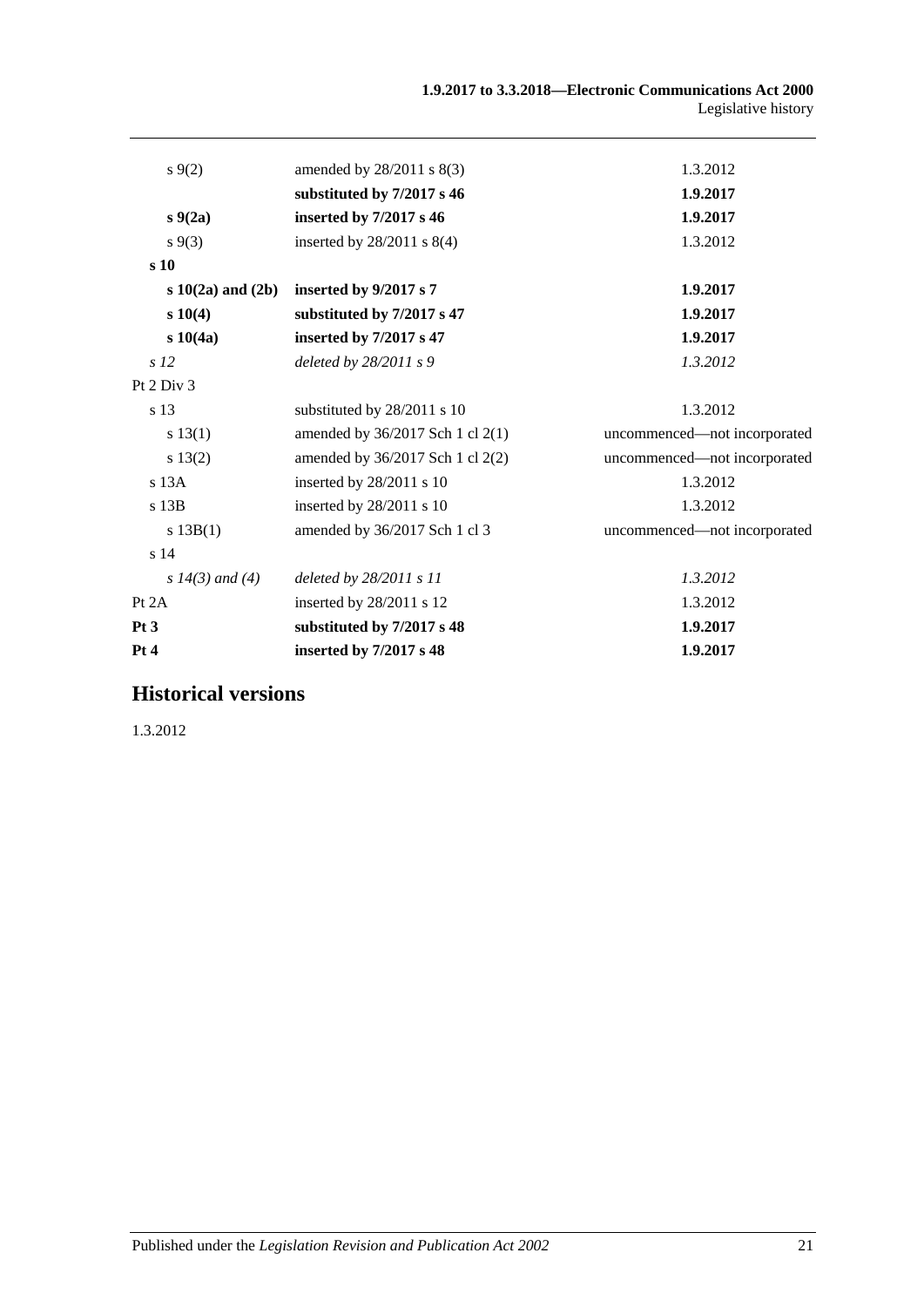| | | |
|---|---|---|
| s 9(2) | amended by 28/2011 s 8(3) | 1.3.2012 |
| | **substituted by 7/2017 s 46** | **1.9.2017** |
| **s 9(2a)** | **inserted by 7/2017 s 46** | **1.9.2017** |
| s 9(3) | inserted by 28/2011 s 8(4) | 1.3.2012 |
| **s 10** | | |
| **s 10(2a) and (2b)** | **inserted by 9/2017 s 7** | **1.9.2017** |
| **s 10(4)** | **substituted by 7/2017 s 47** | **1.9.2017** |
| **s 10(4a)** | **inserted by 7/2017 s 47** | **1.9.2017** |
| *s 12* | *deleted by 28/2011 s 9* | *1.3.2012* |
| Pt 2 Div 3 | | |
| s 13 | substituted by 28/2011 s 10 | 1.3.2012 |
| s 13(1) | amended by 36/2017 Sch 1 cl 2(1) | uncommenced—not incorporated |
| s 13(2) | amended by 36/2017 Sch 1 cl 2(2) | uncommenced—not incorporated |
| s 13A | inserted by 28/2011 s 10 | 1.3.2012 |
| s 13B | inserted by 28/2011 s 10 | 1.3.2012 |
| s 13B(1) | amended by 36/2017 Sch 1 cl 3 | uncommenced—not incorporated |
| s 14 | | |
| *s 14(3) and (4)* | *deleted by 28/2011 s 11* | *1.3.2012* |
| Pt 2A | inserted by 28/2011 s 12 | 1.3.2012 |
| **Pt 3** | **substituted by 7/2017 s 48** | **1.9.2017** |
| **Pt 4** | **inserted by 7/2017 s 48** | **1.9.2017** |

## Historical versions

1.3.2012